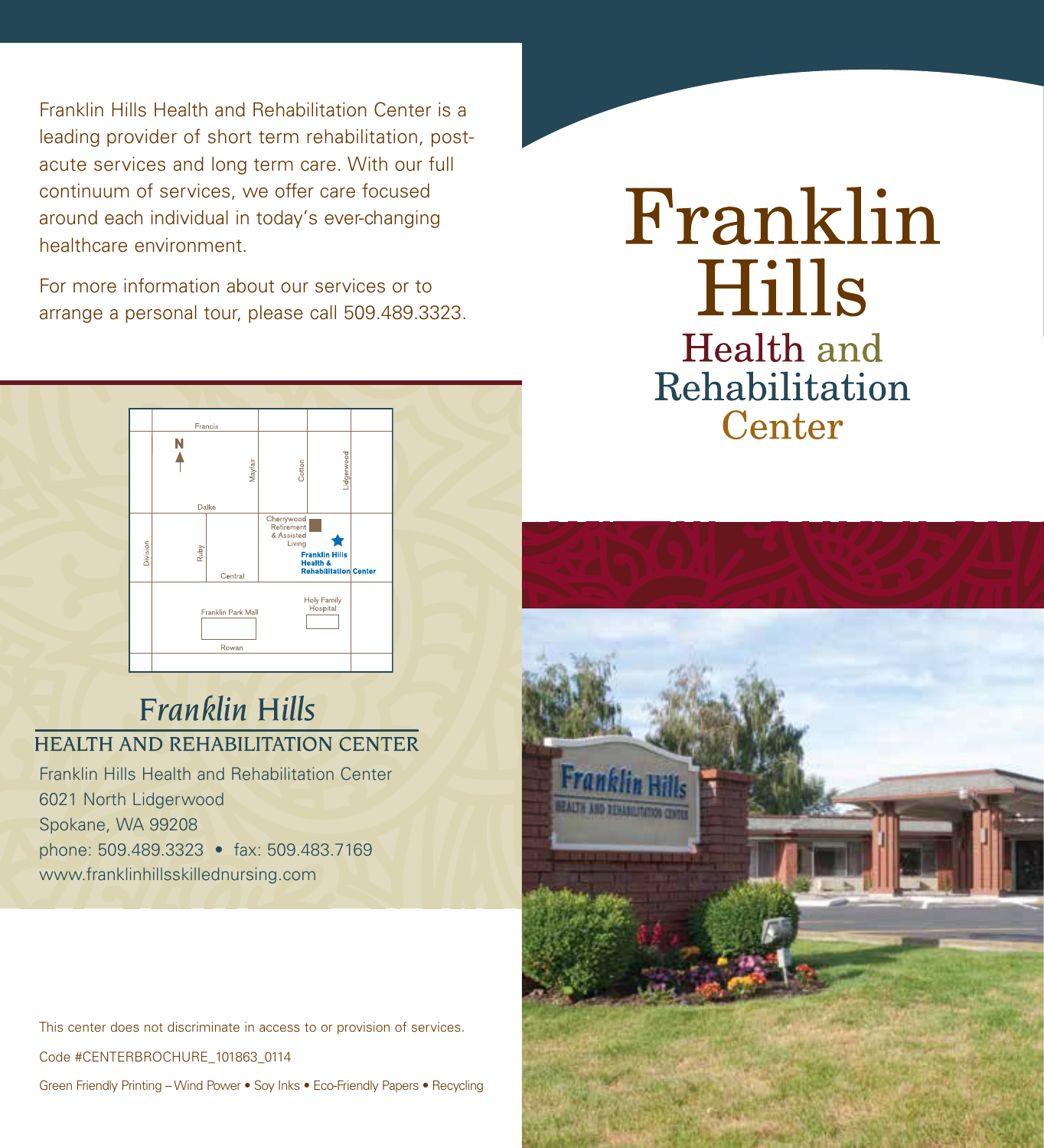Franklin Hills Health and Rehabilitation Center is a leading provider of short term rehabilitation, post-acute services and long term care. With our full continuum of services, we offer care focused around each individual in today's ever-changing healthcare environment.

For more information about our services or to arrange a personal tour, please call 509.489.3323.

Francis
N
Mayfair
Cotton
Lidgerwood
Dalke
Cherrywood Retirement & Assisted Living
Division
Ruby
Franklin Hills Health & Rehabilitation Center
Central
Holy Family Hospital
Franklin Park Mall
Rowan

## *Franklin Hills*

### HEALTH AND REHABILITATION CENTER

Franklin Hills Health and Rehabilitation Center
6021 North Lidgerwood
Spokane, WA 99208
phone: 509.489.3323 • fax: 509.483.7169
www.franklinhillsskillednursing.com

This center does not discriminate in access to or provision of services.

Code #CENTERBROCHURE_101863_0114

Green Friendly Printing – Wind Power • Soy Inks • Eco-Friendly Papers • Recycling

# Franklin Hills

## Health and Rehabilitation Center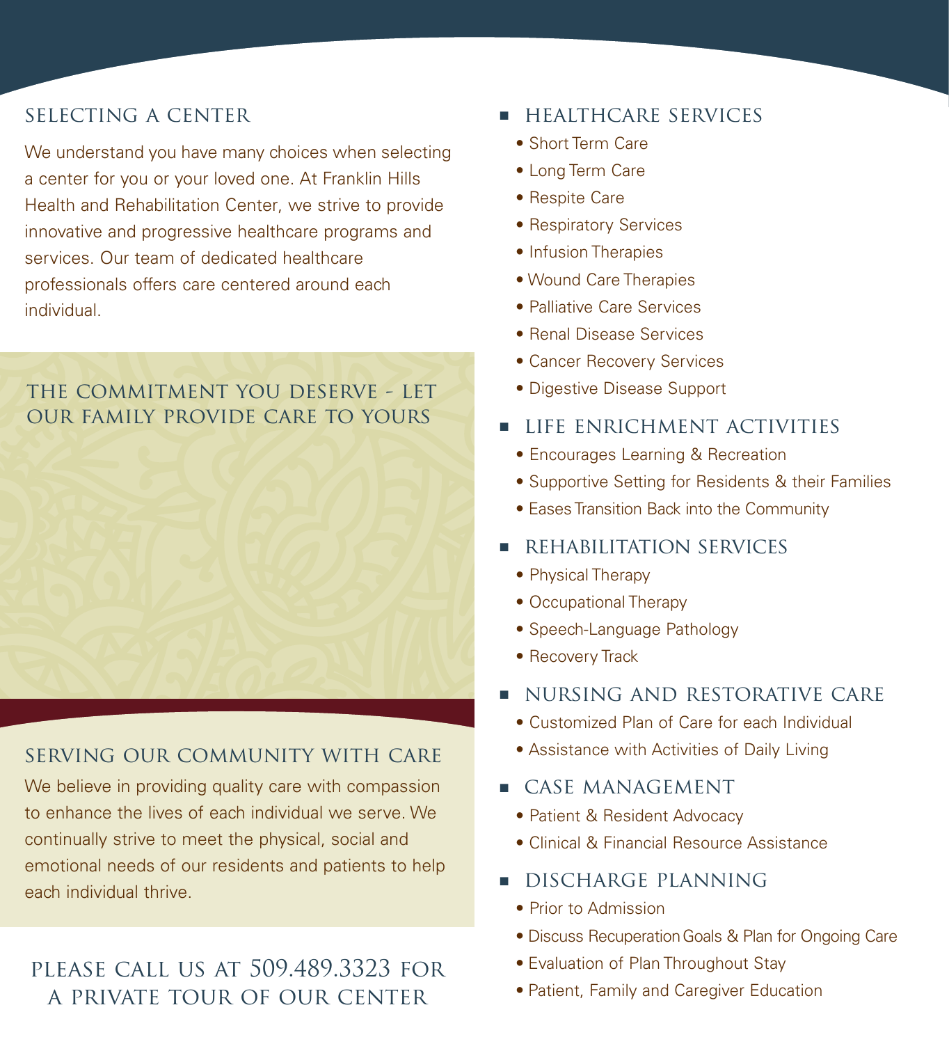## SELECTING A CENTER

We understand you have many choices when selecting a center for you or your loved one. At Franklin Hills Health and Rehabilitation Center, we strive to provide innovative and progressive healthcare programs and services. Our team of dedicated healthcare professionals offers care centered around each individual.

## THE COMMITMENT YOU DESERVE - LET OUR FAMILY PROVIDE CARE TO YOURS

## SERVING OUR COMMUNITY WITH CARE

We believe in providing quality care with compassion to enhance the lives of each individual we serve. We continually strive to meet the physical, social and emotional needs of our residents and patients to help each individual thrive.

## PLEASE CALL US AT 509.489.3323 FOR A PRIVATE TOUR OF OUR CENTER

## HEALTHCARE SERVICES

- Short Term Care
- Long Term Care
- Respite Care
- Respiratory Services
- Infusion Therapies
- Wound Care Therapies
- Palliative Care Services
- Renal Disease Services
- Cancer Recovery Services
- Digestive Disease Support

## LIFE ENRICHMENT ACTIVITIES

- Encourages Learning & Recreation
- Supportive Setting for Residents & their Families
- Eases Transition Back into the Community

## REHABILITATION SERVICES

- Physical Therapy
- Occupational Therapy
- Speech-Language Pathology
- Recovery Track

## NURSING AND RESTORATIVE CARE

- Customized Plan of Care for each Individual
- Assistance with Activities of Daily Living

## CASE MANAGEMENT

- Patient & Resident Advocacy
- Clinical & Financial Resource Assistance

## DISCHARGE PLANNING

- Prior to Admission
- Discuss Recuperation Goals & Plan for Ongoing Care
- Evaluation of Plan Throughout Stay
- Patient, Family and Caregiver Education